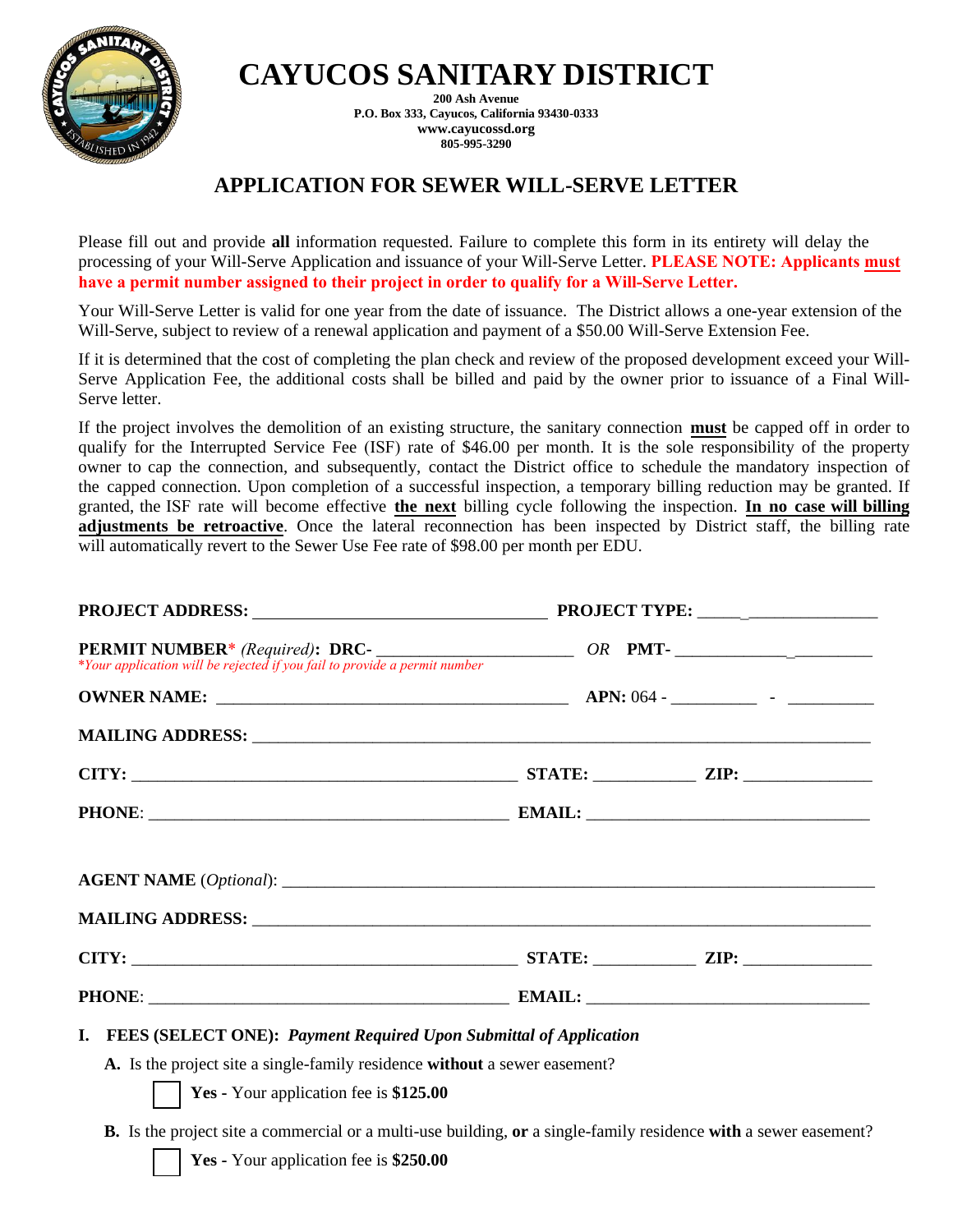# CAYUCOS SANITARY DISTRICT

**200 Ash Avenue**
**P.O. Box 333, Cayucos, California 93430-0333**
**www.cayucossd.org**
**805-995-3290**

## APPLICATION FOR SEWER WILL-SERVE LETTER

Please fill out and provide **all** information requested. Failure to complete this form in its entirety will delay the processing of your Will-Serve Application and issuance of your Will-Serve Letter. **PLEASE NOTE: Applicants must have a permit number assigned to their project in order to qualify for a Will-Serve Letter.**

Your Will-Serve Letter is valid for one year from the date of issuance. The District allows a one-year extension of the Will-Serve, subject to review of a renewal application and payment of a $50.00 Will-Serve Extension Fee.

If it is determined that the cost of completing the plan check and review of the proposed development exceed your Will-Serve Application Fee, the additional costs shall be billed and paid by the owner prior to issuance of a Final Will-Serve letter.

If the project involves the demolition of an existing structure, the sanitary connection **must** be capped off in order to qualify for the Interrupted Service Fee (ISF) rate of $46.00 per month. It is the sole responsibility of the property owner to cap the connection, and subsequently, contact the District office to schedule the mandatory inspection of the capped connection. Upon completion of a successful inspection, a temporary billing reduction may be granted. If granted, the ISF rate will become effective **the next** billing cycle following the inspection. **In no case will billing adjustments be retroactive**. Once the lateral reconnection has been inspected by District staff, the billing rate will automatically revert to the Sewer Use Fee rate of $98.00 per month per EDU.

**PROJECT ADDRESS:** ________________________________ **PROJECT TYPE:** ____________________

**PERMIT NUMBER*** *(Required)*: **DRC-** ______________________ *OR* **PMT-** ______________________
*Your application will be rejected if you fail to provide a permit number*

**OWNER NAME:** ________________________________________ **APN:** 064 - __________ - __________

**MAILING ADDRESS:** ________________________________________________________________

**CITY:** ____________________________________________ **STATE:** ___________ **ZIP:** ______________

**PHONE**: ________________________________________ **EMAIL:** ________________________________

**AGENT NAME** (*Optional*): ________________________________________________________________

**MAILING ADDRESS:** ________________________________________________________________

**CITY:** ____________________________________________ **STATE:** ___________ **ZIP:** ______________

**PHONE**: ________________________________________ **EMAIL:** ________________________________

**I. FEES (SELECT ONE):** ***Payment Required Upon Submittal of Application***

**A.** Is the project site a single-family residence **without** a sewer easement?

☐ **Yes -** Your application fee is **$125.00**

**B.** Is the project site a commercial or a multi-use building, **or** a single-family residence **with** a sewer easement?

☐ **Yes -** Your application fee is **$250.00**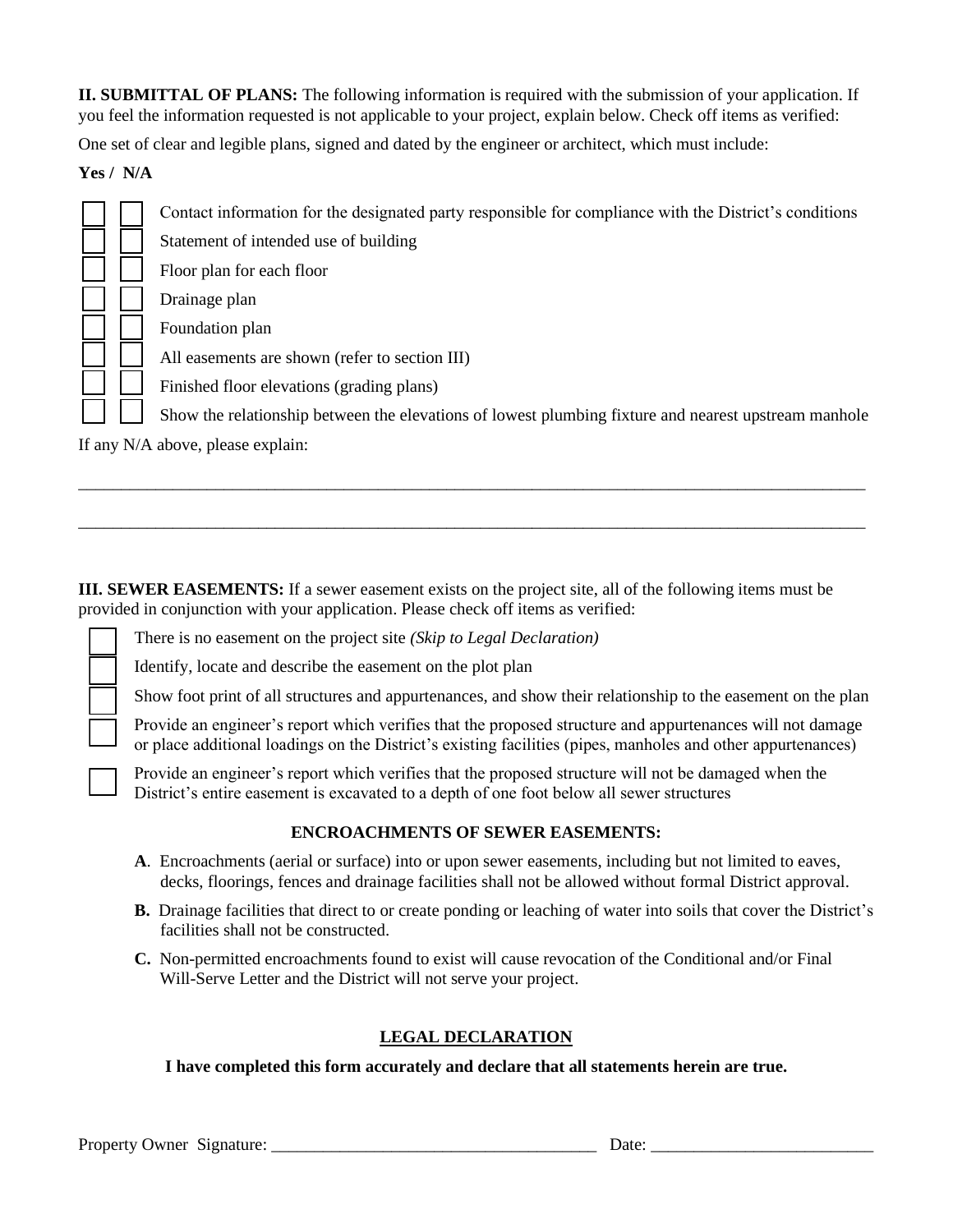**II. SUBMITTAL OF PLANS:** The following information is required with the submission of your application. If you feel the information requested is not applicable to your project, explain below. Check off items as verified:

One set of clear and legible plans, signed and dated by the engineer or architect, which must include:

**Yes / N/A**

- ☐ ☐ Contact information for the designated party responsible for compliance with the District's conditions
- ☐ ☐ Statement of intended use of building
- ☐ ☐ Floor plan for each floor
- ☐ ☐ Drainage plan
- ☐ ☐ Foundation plan
- ☐ ☐ All easements are shown (refer to section III)
- ☐ ☐ Finished floor elevations (grading plans)
- ☐ ☐ Show the relationship between the elevations of lowest plumbing fixture and nearest upstream manhole

If any N/A above, please explain:

______________________________________________________________________________________________

______________________________________________________________________________________________

**III. SEWER EASEMENTS:** If a sewer easement exists on the project site, all of the following items must be provided in conjunction with your application. Please check off items as verified:

- ☐ There is no easement on the project site *(Skip to Legal Declaration)*
- ☐ Identify, locate and describe the easement on the plot plan
- ☐ Show foot print of all structures and appurtenances, and show their relationship to the easement on the plan
- ☐ Provide an engineer's report which verifies that the proposed structure and appurtenances will not damage or place additional loadings on the District's existing facilities (pipes, manholes and other appurtenances)
- ☐ Provide an engineer's report which verifies that the proposed structure will not be damaged when the District's entire easement is excavated to a depth of one foot below all sewer structures

### ENCROACHMENTS OF SEWER EASEMENTS:

**A**. Encroachments (aerial or surface) into or upon sewer easements, including but not limited to eaves, decks, floorings, fences and drainage facilities shall not be allowed without formal District approval.

**B.** Drainage facilities that direct to or create ponding or leaching of water into soils that cover the District's facilities shall not be constructed.

**C.** Non-permitted encroachments found to exist will cause revocation of the Conditional and/or Final Will-Serve Letter and the District will not serve your project.

## LEGAL DECLARATION

**I have completed this form accurately and declare that all statements herein are true.**

Property Owner Signature: _______________________________________ Date: __________________________